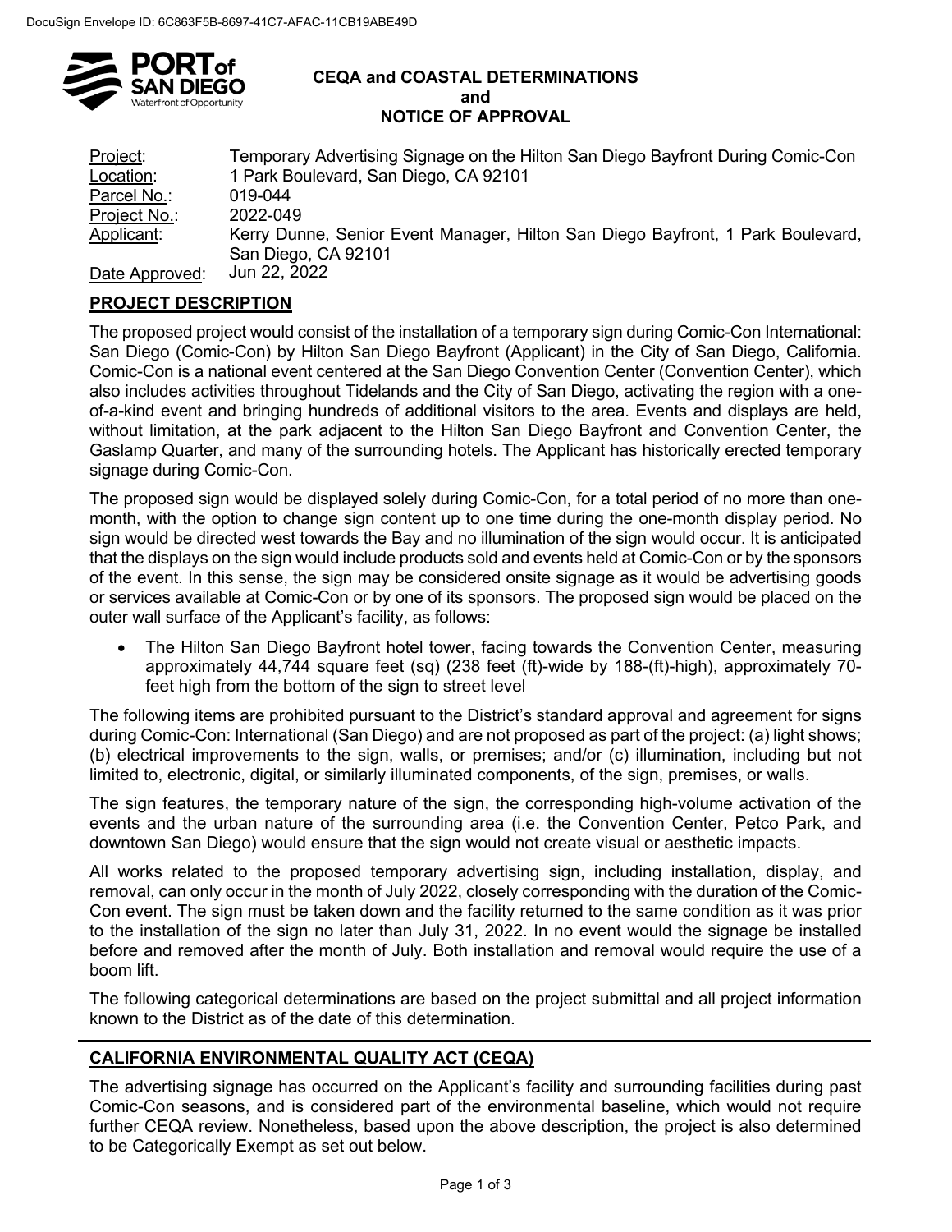DocuSign Envelope ID: 6C863F5B-8697-41C7-AFAC-11CB19ABE49D

# CEQA and COASTAL DETERMINATIONS and NOTICE OF APPROVAL

| | |
|---|---|
| Project: | Temporary Advertising Signage on the Hilton San Diego Bayfront During Comic-Con |
| Location: | 1 Park Boulevard, San Diego, CA 92101 |
| Parcel No.: | 019-044 |
| Project No.: | 2022-049 |
| Applicant: | Kerry Dunne, Senior Event Manager, Hilton San Diego Bayfront, 1 Park Boulevard, San Diego, CA 92101 |
| Date Approved: | Jun 22, 2022 |

## PROJECT DESCRIPTION

The proposed project would consist of the installation of a temporary sign during Comic-Con International: San Diego (Comic-Con) by Hilton San Diego Bayfront (Applicant) in the City of San Diego, California. Comic-Con is a national event centered at the San Diego Convention Center (Convention Center), which also includes activities throughout Tidelands and the City of San Diego, activating the region with a one-of-a-kind event and bringing hundreds of additional visitors to the area. Events and displays are held, without limitation, at the park adjacent to the Hilton San Diego Bayfront and Convention Center, the Gaslamp Quarter, and many of the surrounding hotels. The Applicant has historically erected temporary signage during Comic-Con.

The proposed sign would be displayed solely during Comic-Con, for a total period of no more than one-month, with the option to change sign content up to one time during the one-month display period. No sign would be directed west towards the Bay and no illumination of the sign would occur. It is anticipated that the displays on the sign would include products sold and events held at Comic-Con or by the sponsors of the event. In this sense, the sign may be considered onsite signage as it would be advertising goods or services available at Comic-Con or by one of its sponsors. The proposed sign would be placed on the outer wall surface of the Applicant's facility, as follows:

- The Hilton San Diego Bayfront hotel tower, facing towards the Convention Center, measuring approximately 44,744 square feet (sq) (238 feet (ft)-wide by 188-(ft)-high), approximately 70-feet high from the bottom of the sign to street level

The following items are prohibited pursuant to the District's standard approval and agreement for signs during Comic-Con: International (San Diego) and are not proposed as part of the project: (a) light shows; (b) electrical improvements to the sign, walls, or premises; and/or (c) illumination, including but not limited to, electronic, digital, or similarly illuminated components, of the sign, premises, or walls.

The sign features, the temporary nature of the sign, the corresponding high-volume activation of the events and the urban nature of the surrounding area (i.e. the Convention Center, Petco Park, and downtown San Diego) would ensure that the sign would not create visual or aesthetic impacts.

All works related to the proposed temporary advertising sign, including installation, display, and removal, can only occur in the month of July 2022, closely corresponding with the duration of the Comic-Con event. The sign must be taken down and the facility returned to the same condition as it was prior to the installation of the sign no later than July 31, 2022. In no event would the signage be installed before and removed after the month of July. Both installation and removal would require the use of a boom lift.

The following categorical determinations are based on the project submittal and all project information known to the District as of the date of this determination.

## CALIFORNIA ENVIRONMENTAL QUALITY ACT (CEQA)

The advertising signage has occurred on the Applicant's facility and surrounding facilities during past Comic-Con seasons, and is considered part of the environmental baseline, which would not require further CEQA review. Nonetheless, based upon the above description, the project is also determined to be Categorically Exempt as set out below.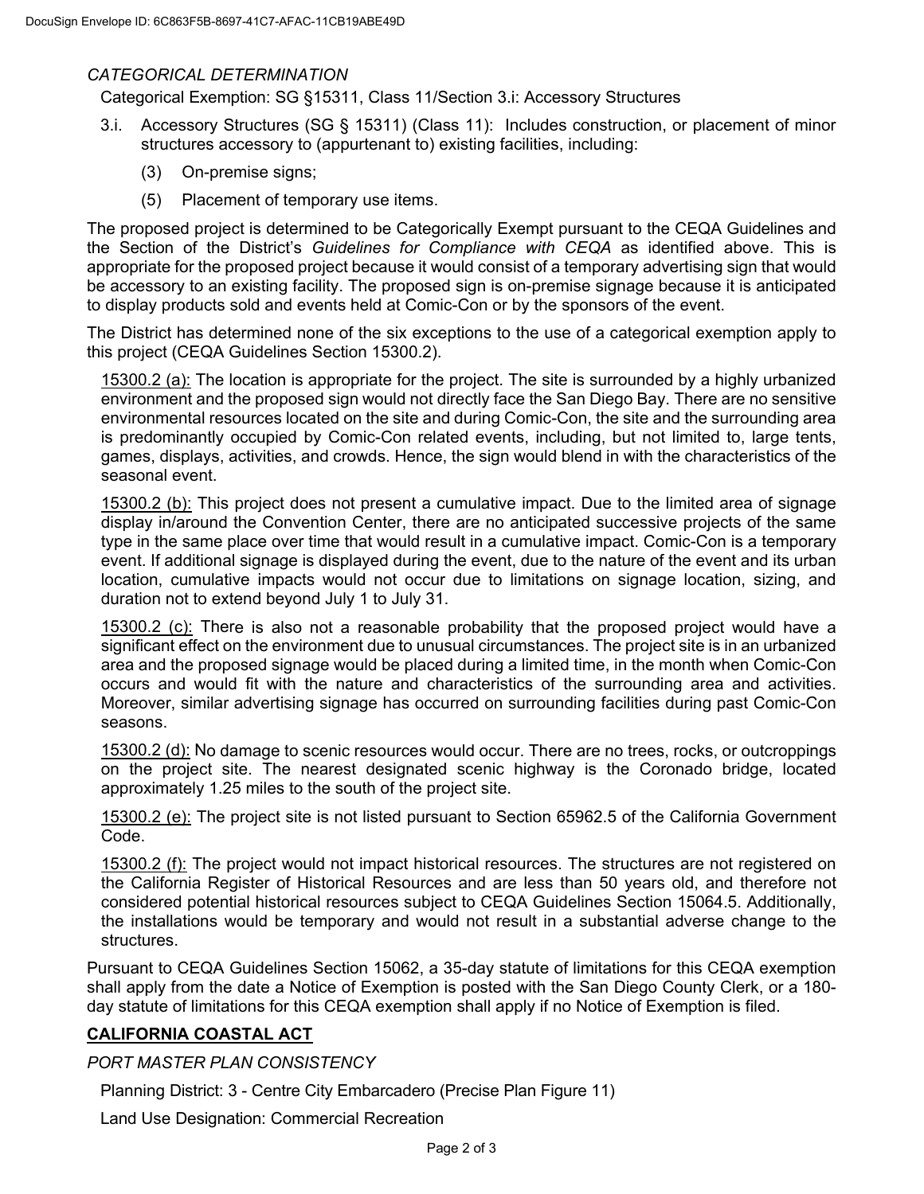*CATEGORICAL DETERMINATION*

Categorical Exemption: SG §15311, Class 11/Section 3.i: Accessory Structures

3.i. Accessory Structures (SG § 15311) (Class 11): Includes construction, or placement of minor structures accessory to (appurtenant to) existing facilities, including:

(3) On-premise signs;

(5) Placement of temporary use items.

The proposed project is determined to be Categorically Exempt pursuant to the CEQA Guidelines and the Section of the District's *Guidelines for Compliance with CEQA* as identified above. This is appropriate for the proposed project because it would consist of a temporary advertising sign that would be accessory to an existing facility. The proposed sign is on-premise signage because it is anticipated to display products sold and events held at Comic-Con or by the sponsors of the event.

The District has determined none of the six exceptions to the use of a categorical exemption apply to this project (CEQA Guidelines Section 15300.2).

<u>15300.2 (a):</u> The location is appropriate for the project. The site is surrounded by a highly urbanized environment and the proposed sign would not directly face the San Diego Bay. There are no sensitive environmental resources located on the site and during Comic-Con, the site and the surrounding area is predominantly occupied by Comic-Con related events, including, but not limited to, large tents, games, displays, activities, and crowds. Hence, the sign would blend in with the characteristics of the seasonal event.

<u>15300.2 (b):</u> This project does not present a cumulative impact. Due to the limited area of signage display in/around the Convention Center, there are no anticipated successive projects of the same type in the same place over time that would result in a cumulative impact. Comic-Con is a temporary event. If additional signage is displayed during the event, due to the nature of the event and its urban location, cumulative impacts would not occur due to limitations on signage location, sizing, and duration not to extend beyond July 1 to July 31.

<u>15300.2 (c):</u> There is also not a reasonable probability that the proposed project would have a significant effect on the environment due to unusual circumstances. The project site is in an urbanized area and the proposed signage would be placed during a limited time, in the month when Comic-Con occurs and would fit with the nature and characteristics of the surrounding area and activities. Moreover, similar advertising signage has occurred on surrounding facilities during past Comic-Con seasons.

<u>15300.2 (d):</u> No damage to scenic resources would occur. There are no trees, rocks, or outcroppings on the project site. The nearest designated scenic highway is the Coronado bridge, located approximately 1.25 miles to the south of the project site.

<u>15300.2 (e):</u> The project site is not listed pursuant to Section 65962.5 of the California Government Code.

<u>15300.2 (f):</u> The project would not impact historical resources. The structures are not registered on the California Register of Historical Resources and are less than 50 years old, and therefore not considered potential historical resources subject to CEQA Guidelines Section 15064.5. Additionally, the installations would be temporary and would not result in a substantial adverse change to the structures.

Pursuant to CEQA Guidelines Section 15062, a 35-day statute of limitations for this CEQA exemption shall apply from the date a Notice of Exemption is posted with the San Diego County Clerk, or a 180-day statute of limitations for this CEQA exemption shall apply if no Notice of Exemption is filed.

## **<u>CALIFORNIA COASTAL ACT</u>**

*PORT MASTER PLAN CONSISTENCY*

Planning District: 3 - Centre City Embarcadero (Precise Plan Figure 11)

Land Use Designation: Commercial Recreation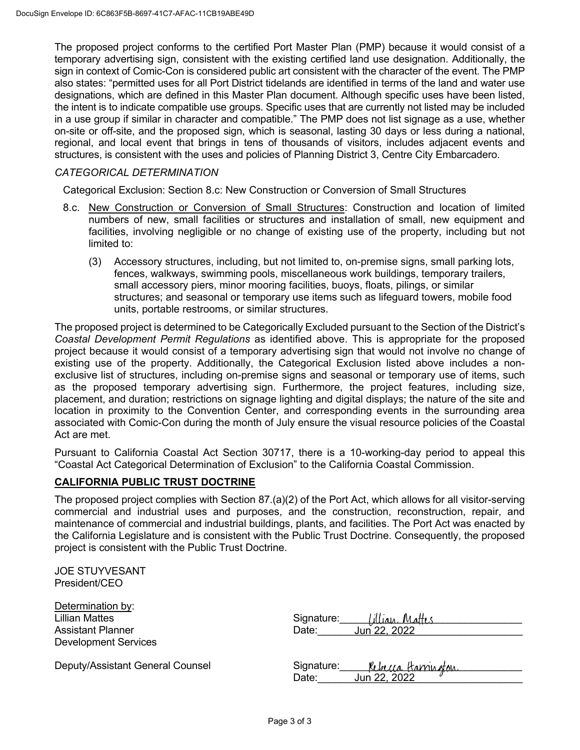The proposed project conforms to the certified Port Master Plan (PMP) because it would consist of a temporary advertising sign, consistent with the existing certified land use designation. Additionally, the sign in context of Comic-Con is considered public art consistent with the character of the event. The PMP also states: "permitted uses for all Port District tidelands are identified in terms of the land and water use designations, which are defined in this Master Plan document. Although specific uses have been listed, the intent is to indicate compatible use groups. Specific uses that are currently not listed may be included in a use group if similar in character and compatible." The PMP does not list signage as a use, whether on-site or off-site, and the proposed sign, which is seasonal, lasting 30 days or less during a national, regional, and local event that brings in tens of thousands of visitors, includes adjacent events and structures, is consistent with the uses and policies of Planning District 3, Centre City Embarcadero.

*CATEGORICAL DETERMINATION*

Categorical Exclusion: Section 8.c: New Construction or Conversion of Small Structures

8.c. <u>New Construction or Conversion of Small Structures</u>: Construction and location of limited numbers of new, small facilities or structures and installation of small, new equipment and facilities, involving negligible or no change of existing use of the property, including but not limited to:

(3) Accessory structures, including, but not limited to, on-premise signs, small parking lots, fences, walkways, swimming pools, miscellaneous work buildings, temporary trailers, small accessory piers, minor mooring facilities, buoys, floats, pilings, or similar structures; and seasonal or temporary use items such as lifeguard towers, mobile food units, portable restrooms, or similar structures.

The proposed project is determined to be Categorically Excluded pursuant to the Section of the District's *Coastal Development Permit Regulations* as identified above. This is appropriate for the proposed project because it would consist of a temporary advertising sign that would not involve no change of existing use of the property. Additionally, the Categorical Exclusion listed above includes a non-exclusive list of structures, including on-premise signs and seasonal or temporary use of items, such as the proposed temporary advertising sign. Furthermore, the project features, including size, placement, and duration; restrictions on signage lighting and digital displays; the nature of the site and location in proximity to the Convention Center, and corresponding events in the surrounding area associated with Comic-Con during the month of July ensure the visual resource policies of the Coastal Act are met.

Pursuant to California Coastal Act Section 30717, there is a 10-working-day period to appeal this "Coastal Act Categorical Determination of Exclusion" to the California Coastal Commission.

## **<u>CALIFORNIA PUBLIC TRUST DOCTRINE</u>**

The proposed project complies with Section 87.(a)(2) of the Port Act, which allows for all visitor-serving commercial and industrial uses and purposes, and the construction, reconstruction, repair, and maintenance of commercial and industrial buildings, plants, and facilities. The Port Act was enacted by the California Legislature and is consistent with the Public Trust Doctrine. Consequently, the proposed project is consistent with the Public Trust Doctrine.

JOE STUYVESANT
President/CEO

<u>Determination by</u>:
Lillian Mattes
Assistant Planner
Development Services

Signature: Lillian Mattes
Date: Jun 22, 2022

Deputy/Assistant General Counsel

Signature: Rebecca Harrington
Date: Jun 22, 2022